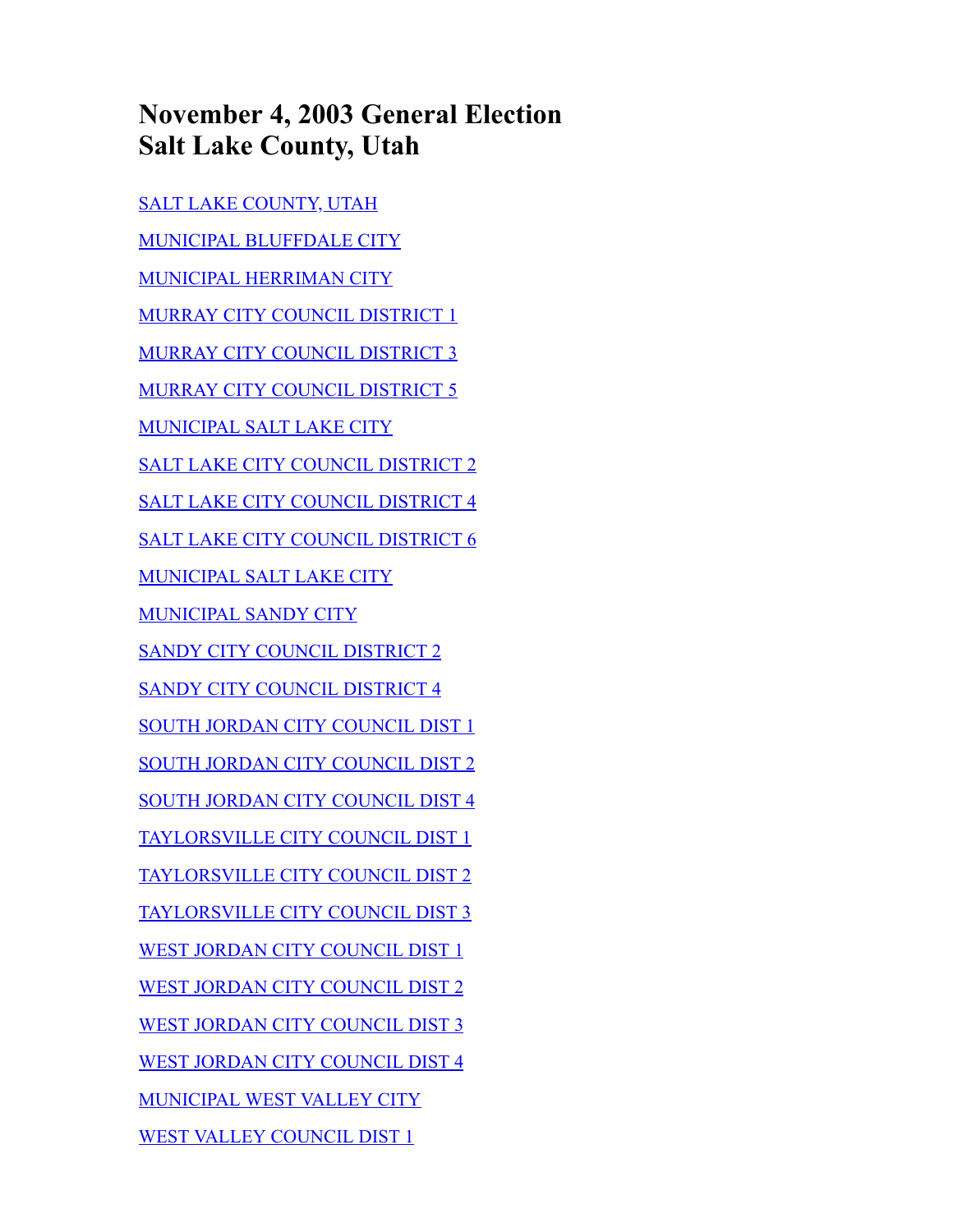# November 4, 2003 General Election
# Salt Lake County, Utah

SALT LAKE COUNTY, UTAH

MUNICIPAL BLUFFDALE CITY

MUNICIPAL HERRIMAN CITY

MURRAY CITY COUNCIL DISTRICT 1

MURRAY CITY COUNCIL DISTRICT 3

MURRAY CITY COUNCIL DISTRICT 5

MUNICIPAL SALT LAKE CITY

SALT LAKE CITY COUNCIL DISTRICT 2

SALT LAKE CITY COUNCIL DISTRICT 4

SALT LAKE CITY COUNCIL DISTRICT 6

MUNICIPAL SALT LAKE CITY

MUNICIPAL SANDY CITY

SANDY CITY COUNCIL DISTRICT 2

SANDY CITY COUNCIL DISTRICT 4

SOUTH JORDAN CITY COUNCIL DIST 1

SOUTH JORDAN CITY COUNCIL DIST 2

SOUTH JORDAN CITY COUNCIL DIST 4

TAYLORSVILLE CITY COUNCIL DIST 1

TAYLORSVILLE CITY COUNCIL DIST 2

TAYLORSVILLE CITY COUNCIL DIST 3

WEST JORDAN CITY COUNCIL DIST 1

WEST JORDAN CITY COUNCIL DIST 2

WEST JORDAN CITY COUNCIL DIST 3

WEST JORDAN CITY COUNCIL DIST 4

MUNICIPAL WEST VALLEY CITY

WEST VALLEY COUNCIL DIST 1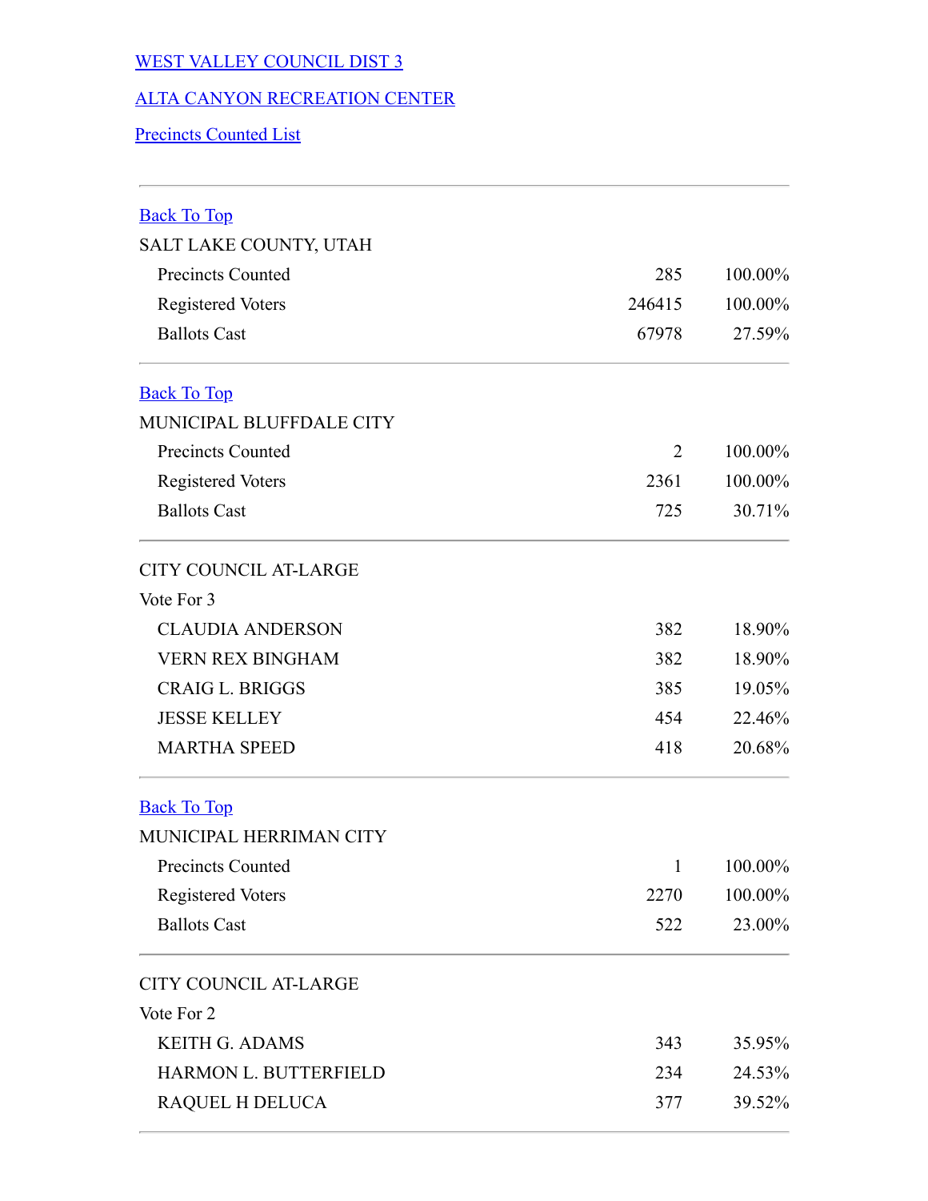[WEST VALLEY COUNCIL DIST 3]

[ALTA CANYON RECREATION CENTER]

[Precincts Counted List]

---

[Back To Top]

SALT LAKE COUNTY, UTAH

| | | |
|---|---|---|
| Precincts Counted | 285 | 100.00% |
| Registered Voters | 246415 | 100.00% |
| Ballots Cast | 67978 | 27.59% |

---

[Back To Top]

MUNICIPAL BLUFFDALE CITY

| | | |
|---|---|---|
| Precincts Counted | 2 | 100.00% |
| Registered Voters | 2361 | 100.00% |
| Ballots Cast | 725 | 30.71% |

---

CITY COUNCIL AT-LARGE

Vote For 3

| | | |
|---|---|---|
| CLAUDIA ANDERSON | 382 | 18.90% |
| VERN REX BINGHAM | 382 | 18.90% |
| CRAIG L. BRIGGS | 385 | 19.05% |
| JESSE KELLEY | 454 | 22.46% |
| MARTHA SPEED | 418 | 20.68% |

---

[Back To Top]

MUNICIPAL HERRIMAN CITY

| | | |
|---|---|---|
| Precincts Counted | 1 | 100.00% |
| Registered Voters | 2270 | 100.00% |
| Ballots Cast | 522 | 23.00% |

---

CITY COUNCIL AT-LARGE

Vote For 2

| | | |
|---|---|---|
| KEITH G. ADAMS | 343 | 35.95% |
| HARMON L. BUTTERFIELD | 234 | 24.53% |
| RAQUEL H DELUCA | 377 | 39.52% |

---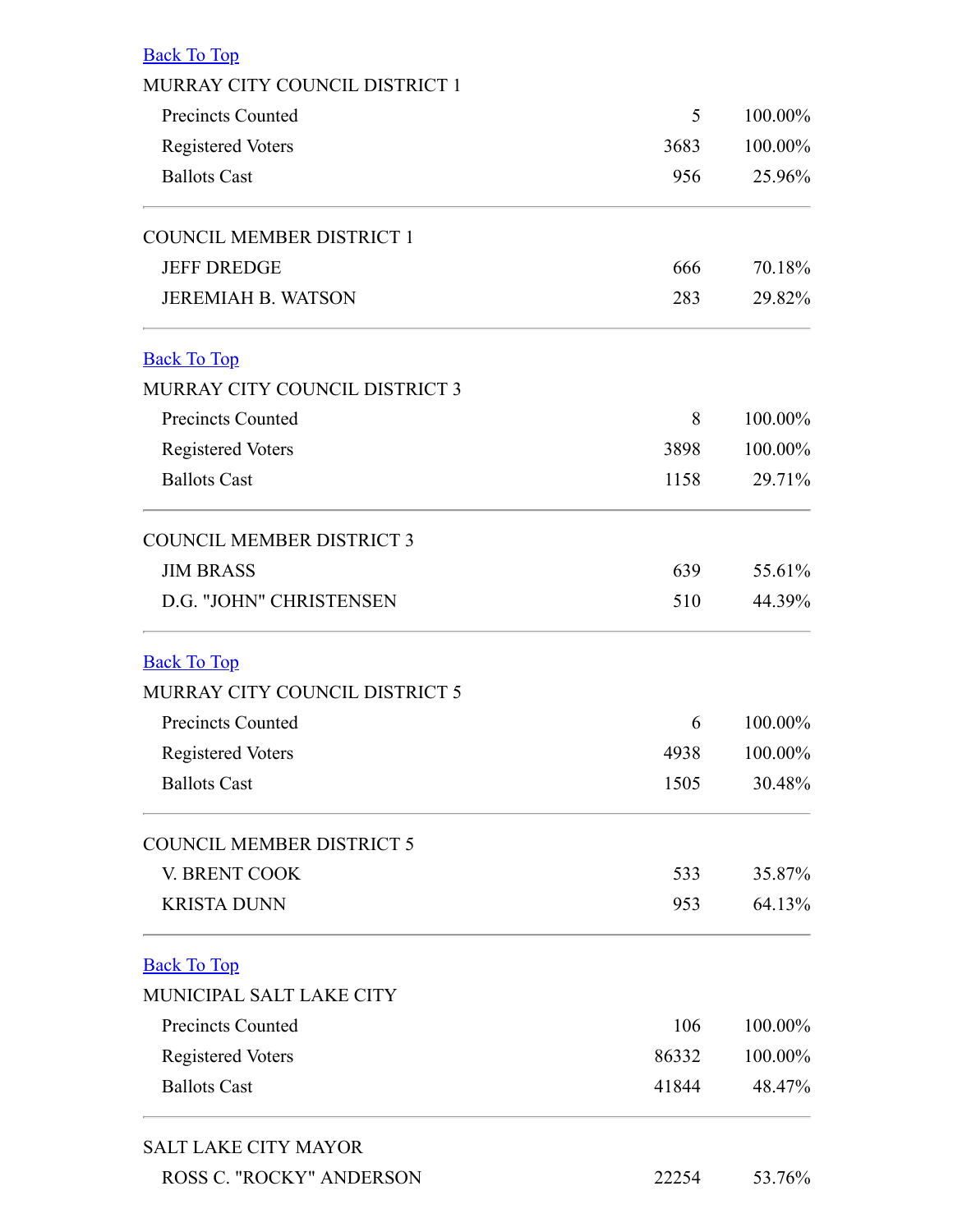[Back To Top]

MURRAY CITY COUNCIL DISTRICT 1

| | | |
|---|---|---|
| Precincts Counted | 5 | 100.00% |
| Registered Voters | 3683 | 100.00% |
| Ballots Cast | 956 | 25.96% |

COUNCIL MEMBER DISTRICT 1

| | | |
|---|---|---|
| JEFF DREDGE | 666 | 70.18% |
| JEREMIAH B. WATSON | 283 | 29.82% |

[Back To Top]

MURRAY CITY COUNCIL DISTRICT 3

| | | |
|---|---|---|
| Precincts Counted | 8 | 100.00% |
| Registered Voters | 3898 | 100.00% |
| Ballots Cast | 1158 | 29.71% |

COUNCIL MEMBER DISTRICT 3

| | | |
|---|---|---|
| JIM BRASS | 639 | 55.61% |
| D.G. "JOHN" CHRISTENSEN | 510 | 44.39% |

[Back To Top]

MURRAY CITY COUNCIL DISTRICT 5

| | | |
|---|---|---|
| Precincts Counted | 6 | 100.00% |
| Registered Voters | 4938 | 100.00% |
| Ballots Cast | 1505 | 30.48% |

COUNCIL MEMBER DISTRICT 5

| | | |
|---|---|---|
| V. BRENT COOK | 533 | 35.87% |
| KRISTA DUNN | 953 | 64.13% |

[Back To Top]

MUNICIPAL SALT LAKE CITY

| | | |
|---|---|---|
| Precincts Counted | 106 | 100.00% |
| Registered Voters | 86332 | 100.00% |
| Ballots Cast | 41844 | 48.47% |

SALT LAKE CITY MAYOR

| | | |
|---|---|---|
| ROSS C. "ROCKY" ANDERSON | 22254 | 53.76% |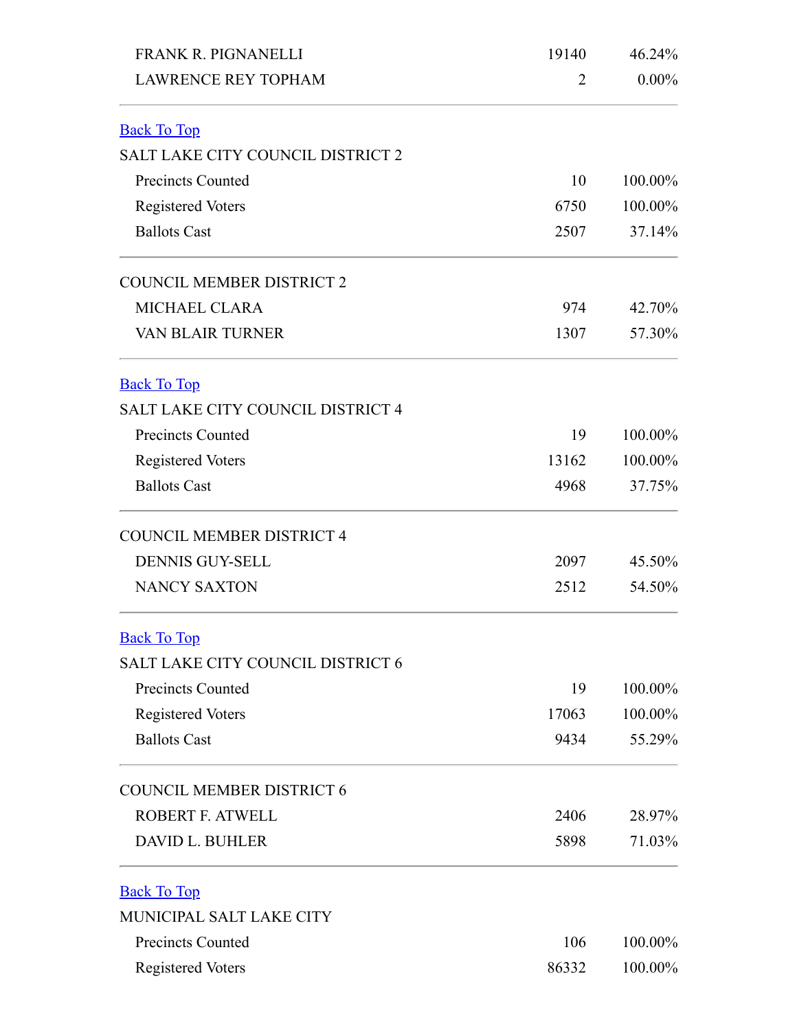| | | |
|---|---|---|
| FRANK R. PIGNANELLI | 19140 | 46.24% |
| LAWRENCE REY TOPHAM | 2 | 0.00% |

Back To Top

SALT LAKE CITY COUNCIL DISTRICT 2

| | | |
|---|---|---|
| Precincts Counted | 10 | 100.00% |
| Registered Voters | 6750 | 100.00% |
| Ballots Cast | 2507 | 37.14% |

COUNCIL MEMBER DISTRICT 2

| | | |
|---|---|---|
| MICHAEL CLARA | 974 | 42.70% |
| VAN BLAIR TURNER | 1307 | 57.30% |

Back To Top

SALT LAKE CITY COUNCIL DISTRICT 4

| | | |
|---|---|---|
| Precincts Counted | 19 | 100.00% |
| Registered Voters | 13162 | 100.00% |
| Ballots Cast | 4968 | 37.75% |

COUNCIL MEMBER DISTRICT 4

| | | |
|---|---|---|
| DENNIS GUY-SELL | 2097 | 45.50% |
| NANCY SAXTON | 2512 | 54.50% |

Back To Top

SALT LAKE CITY COUNCIL DISTRICT 6

| | | |
|---|---|---|
| Precincts Counted | 19 | 100.00% |
| Registered Voters | 17063 | 100.00% |
| Ballots Cast | 9434 | 55.29% |

COUNCIL MEMBER DISTRICT 6

| | | |
|---|---|---|
| ROBERT F. ATWELL | 2406 | 28.97% |
| DAVID L. BUHLER | 5898 | 71.03% |

Back To Top

MUNICIPAL SALT LAKE CITY

| | | |
|---|---|---|
| Precincts Counted | 106 | 100.00% |
| Registered Voters | 86332 | 100.00% |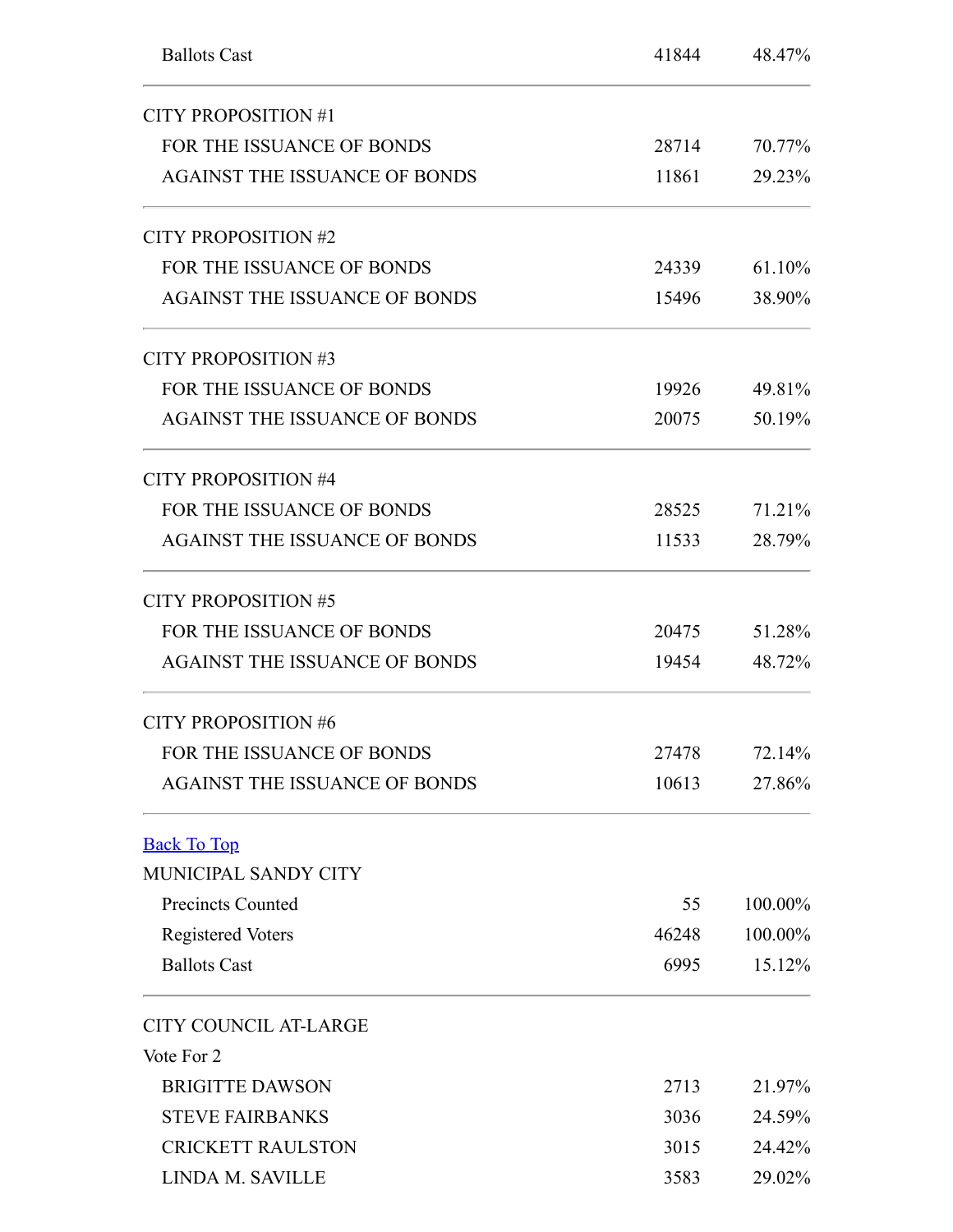| | | |
|---|---|---|
| Ballots Cast | 41844 | 48.47% |

| CITY PROPOSITION #1 | | |
|---|---|---|
| FOR THE ISSUANCE OF BONDS | 28714 | 70.77% |
| AGAINST THE ISSUANCE OF BONDS | 11861 | 29.23% |

| CITY PROPOSITION #2 | | |
|---|---|---|
| FOR THE ISSUANCE OF BONDS | 24339 | 61.10% |
| AGAINST THE ISSUANCE OF BONDS | 15496 | 38.90% |

| CITY PROPOSITION #3 | | |
|---|---|---|
| FOR THE ISSUANCE OF BONDS | 19926 | 49.81% |
| AGAINST THE ISSUANCE OF BONDS | 20075 | 50.19% |

| CITY PROPOSITION #4 | | |
|---|---|---|
| FOR THE ISSUANCE OF BONDS | 28525 | 71.21% |
| AGAINST THE ISSUANCE OF BONDS | 11533 | 28.79% |

| CITY PROPOSITION #5 | | |
|---|---|---|
| FOR THE ISSUANCE OF BONDS | 20475 | 51.28% |
| AGAINST THE ISSUANCE OF BONDS | 19454 | 48.72% |

| CITY PROPOSITION #6 | | |
|---|---|---|
| FOR THE ISSUANCE OF BONDS | 27478 | 72.14% |
| AGAINST THE ISSUANCE OF BONDS | 10613 | 27.86% |

Back To Top

| MUNICIPAL SANDY CITY | | |
|---|---|---|
| Precincts Counted | 55 | 100.00% |
| Registered Voters | 46248 | 100.00% |
| Ballots Cast | 6995 | 15.12% |

| CITY COUNCIL AT-LARGE | | |
|---|---|---|
| Vote For 2 | | |
| BRIGITTE DAWSON | 2713 | 21.97% |
| STEVE FAIRBANKS | 3036 | 24.59% |
| CRICKETT RAULSTON | 3015 | 24.42% |
| LINDA M. SAVILLE | 3583 | 29.02% |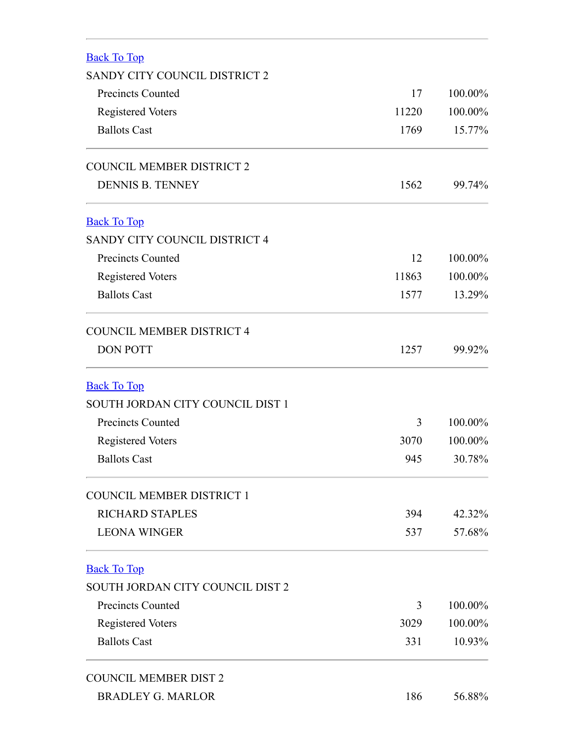---

[Back To Top]

SANDY CITY COUNCIL DISTRICT 2

| | | |
|---|---|---|
| Precincts Counted | 17 | 100.00% |
| Registered Voters | 11220 | 100.00% |
| Ballots Cast | 1769 | 15.77% |

---

COUNCIL MEMBER DISTRICT 2

| | | |
|---|---|---|
| DENNIS B. TENNEY | 1562 | 99.74% |

---

[Back To Top]

SANDY CITY COUNCIL DISTRICT 4

| | | |
|---|---|---|
| Precincts Counted | 12 | 100.00% |
| Registered Voters | 11863 | 100.00% |
| Ballots Cast | 1577 | 13.29% |

---

COUNCIL MEMBER DISTRICT 4

| | | |
|---|---|---|
| DON POTT | 1257 | 99.92% |

---

[Back To Top]

SOUTH JORDAN CITY COUNCIL DIST 1

| | | |
|---|---|---|
| Precincts Counted | 3 | 100.00% |
| Registered Voters | 3070 | 100.00% |
| Ballots Cast | 945 | 30.78% |

---

COUNCIL MEMBER DISTRICT 1

| | | |
|---|---|---|
| RICHARD STAPLES | 394 | 42.32% |
| LEONA WINGER | 537 | 57.68% |

---

[Back To Top]

SOUTH JORDAN CITY COUNCIL DIST 2

| | | |
|---|---|---|
| Precincts Counted | 3 | 100.00% |
| Registered Voters | 3029 | 100.00% |
| Ballots Cast | 331 | 10.93% |

---

COUNCIL MEMBER DIST 2

| | | |
|---|---|---|
| BRADLEY G. MARLOR | 186 | 56.88% |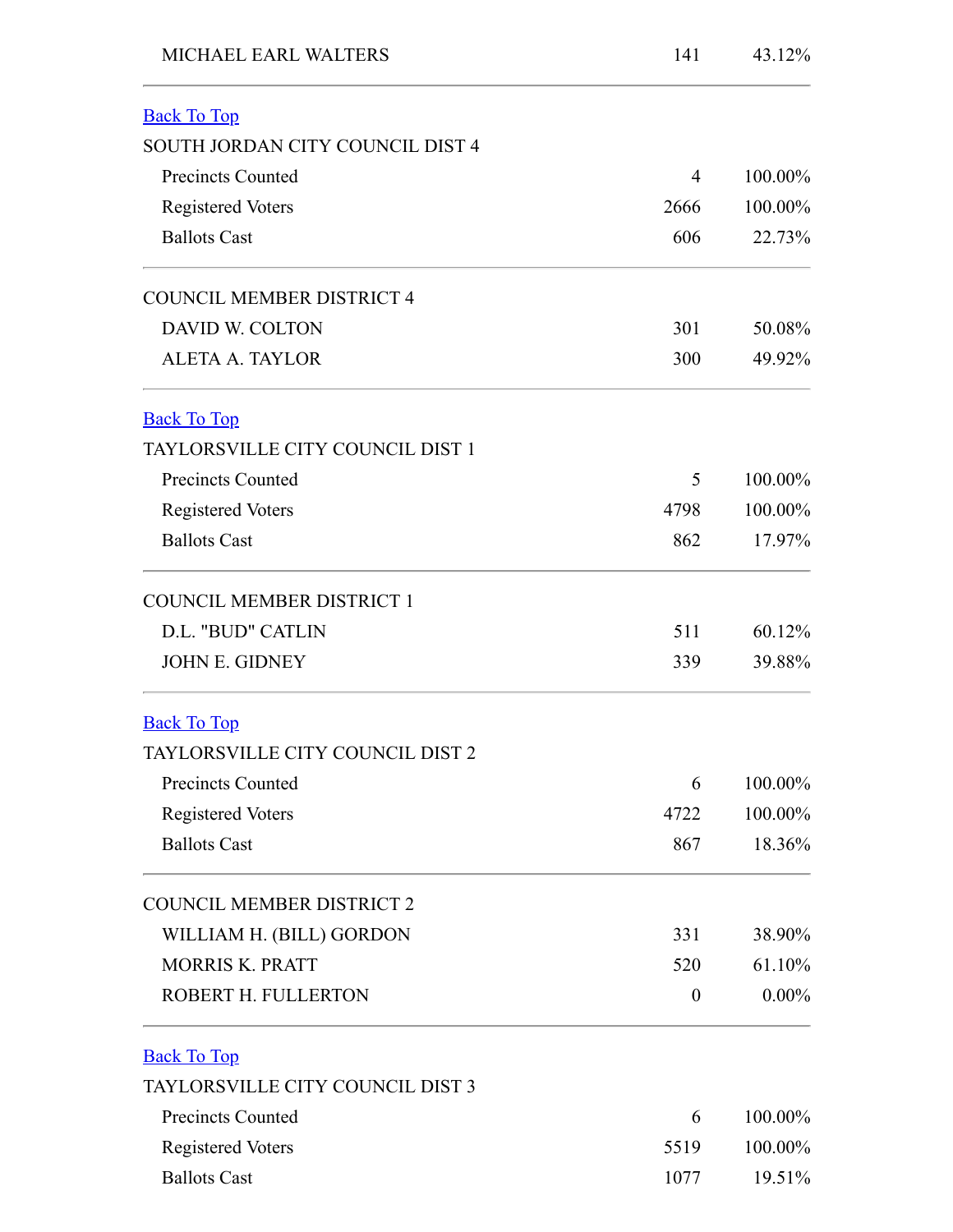| | | |
|---|---|---|
| MICHAEL EARL WALTERS | 141 | 43.12% |

[Back To Top]

SOUTH JORDAN CITY COUNCIL DIST 4

| | | |
|---|---|---|
| Precincts Counted | 4 | 100.00% |
| Registered Voters | 2666 | 100.00% |
| Ballots Cast | 606 | 22.73% |

COUNCIL MEMBER DISTRICT 4

| | | |
|---|---|---|
| DAVID W. COLTON | 301 | 50.08% |
| ALETA A. TAYLOR | 300 | 49.92% |

[Back To Top]

TAYLORSVILLE CITY COUNCIL DIST 1

| | | |
|---|---|---|
| Precincts Counted | 5 | 100.00% |
| Registered Voters | 4798 | 100.00% |
| Ballots Cast | 862 | 17.97% |

COUNCIL MEMBER DISTRICT 1

| | | |
|---|---|---|
| D.L. "BUD" CATLIN | 511 | 60.12% |
| JOHN E. GIDNEY | 339 | 39.88% |

[Back To Top]

TAYLORSVILLE CITY COUNCIL DIST 2

| | | |
|---|---|---|
| Precincts Counted | 6 | 100.00% |
| Registered Voters | 4722 | 100.00% |
| Ballots Cast | 867 | 18.36% |

COUNCIL MEMBER DISTRICT 2

| | | |
|---|---|---|
| WILLIAM H. (BILL) GORDON | 331 | 38.90% |
| MORRIS K. PRATT | 520 | 61.10% |
| ROBERT H. FULLERTON | 0 | 0.00% |

[Back To Top]

TAYLORSVILLE CITY COUNCIL DIST 3

| | | |
|---|---|---|
| Precincts Counted | 6 | 100.00% |
| Registered Voters | 5519 | 100.00% |
| Ballots Cast | 1077 | 19.51% |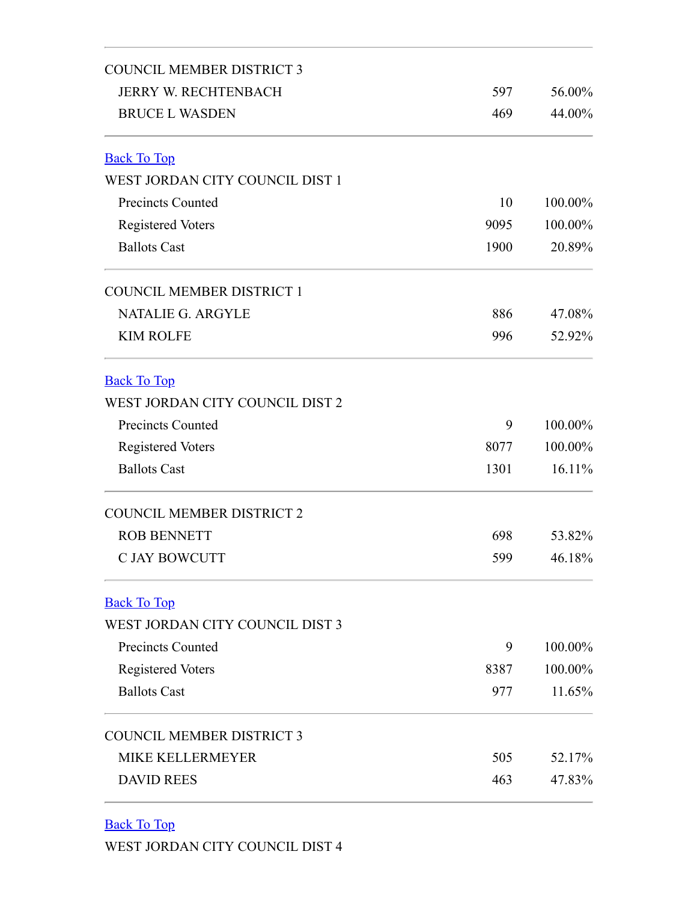| COUNCIL MEMBER DISTRICT 3 | | |
|---|---|---|
| JERRY W. RECHTENBACH | 597 | 56.00% |
| BRUCE L WASDEN | 469 | 44.00% |

[Back To Top]

| WEST JORDAN CITY COUNCIL DIST 1 | | |
|---|---|---|
| Precincts Counted | 10 | 100.00% |
| Registered Voters | 9095 | 100.00% |
| Ballots Cast | 1900 | 20.89% |

| COUNCIL MEMBER DISTRICT 1 | | |
|---|---|---|
| NATALIE G. ARGYLE | 886 | 47.08% |
| KIM ROLFE | 996 | 52.92% |

[Back To Top]

| WEST JORDAN CITY COUNCIL DIST 2 | | |
|---|---|---|
| Precincts Counted | 9 | 100.00% |
| Registered Voters | 8077 | 100.00% |
| Ballots Cast | 1301 | 16.11% |

| COUNCIL MEMBER DISTRICT 2 | | |
|---|---|---|
| ROB BENNETT | 698 | 53.82% |
| C JAY BOWCUTT | 599 | 46.18% |

[Back To Top]

| WEST JORDAN CITY COUNCIL DIST 3 | | |
|---|---|---|
| Precincts Counted | 9 | 100.00% |
| Registered Voters | 8387 | 100.00% |
| Ballots Cast | 977 | 11.65% |

| COUNCIL MEMBER DISTRICT 3 | | |
|---|---|---|
| MIKE KELLERMEYER | 505 | 52.17% |
| DAVID REES | 463 | 47.83% |

[Back To Top]

WEST JORDAN CITY COUNCIL DIST 4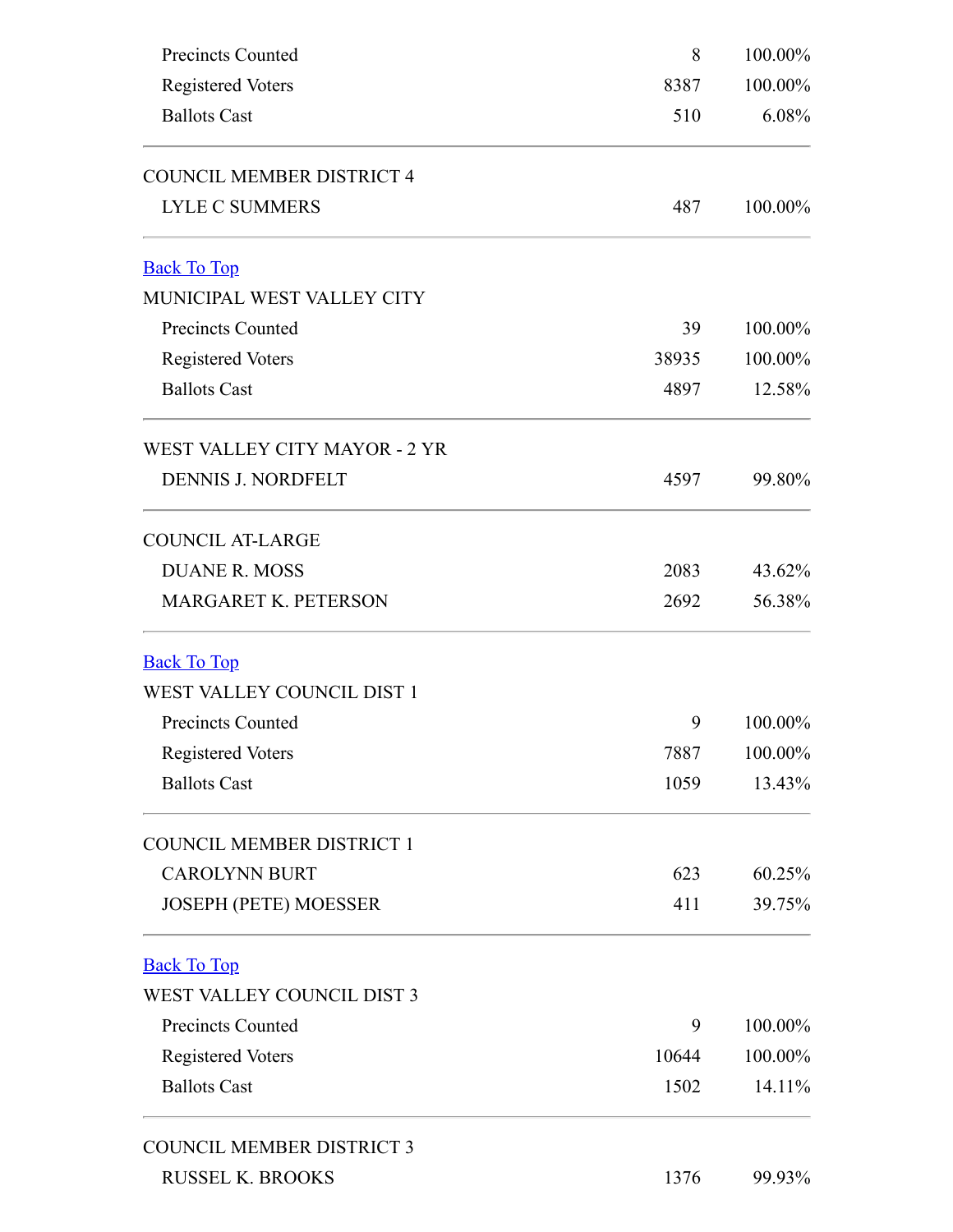| | | |
|---|---|---|
| Precincts Counted | 8 | 100.00% |
| Registered Voters | 8387 | 100.00% |
| Ballots Cast | 510 | 6.08% |

| COUNCIL MEMBER DISTRICT 4 | | |
|---|---|---|
| LYLE C SUMMERS | 487 | 100.00% |

Back To Top

MUNICIPAL WEST VALLEY CITY

| | | |
|---|---|---|
| Precincts Counted | 39 | 100.00% |
| Registered Voters | 38935 | 100.00% |
| Ballots Cast | 4897 | 12.58% |

| WEST VALLEY CITY MAYOR - 2 YR | | |
|---|---|---|
| DENNIS J. NORDFELT | 4597 | 99.80% |

| COUNCIL AT-LARGE | | |
|---|---|---|
| DUANE R. MOSS | 2083 | 43.62% |
| MARGARET K. PETERSON | 2692 | 56.38% |

Back To Top

WEST VALLEY COUNCIL DIST 1

| | | |
|---|---|---|
| Precincts Counted | 9 | 100.00% |
| Registered Voters | 7887 | 100.00% |
| Ballots Cast | 1059 | 13.43% |

| COUNCIL MEMBER DISTRICT 1 | | |
|---|---|---|
| CAROLYNN BURT | 623 | 60.25% |
| JOSEPH (PETE) MOESSER | 411 | 39.75% |

Back To Top

WEST VALLEY COUNCIL DIST 3

| | | |
|---|---|---|
| Precincts Counted | 9 | 100.00% |
| Registered Voters | 10644 | 100.00% |
| Ballots Cast | 1502 | 14.11% |

| COUNCIL MEMBER DISTRICT 3 | | |
|---|---|---|
| RUSSEL K. BROOKS | 1376 | 99.93% |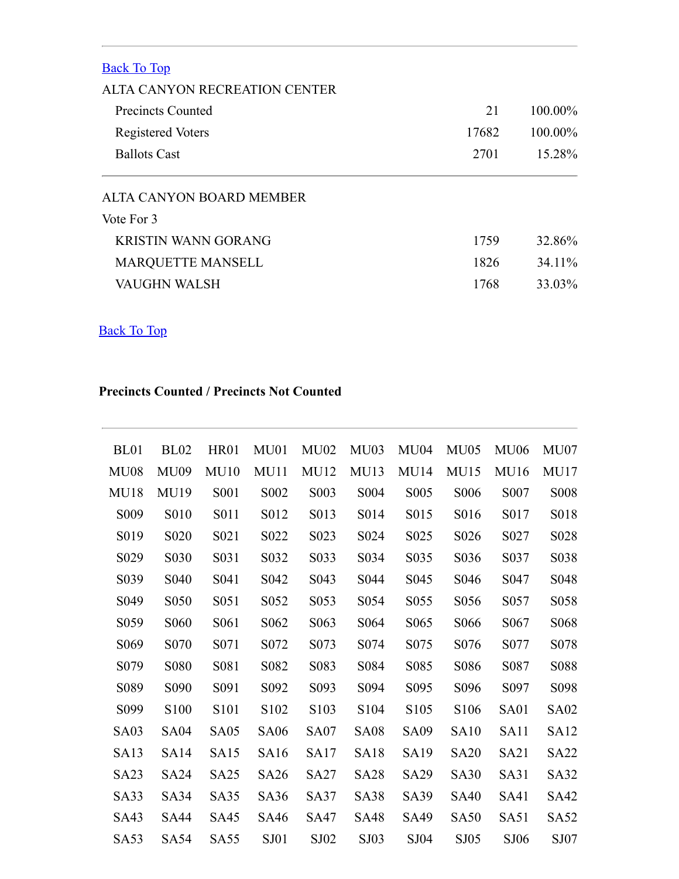Back To Top

ALTA CANYON RECREATION CENTER

| | | |
|---|---|---|
| Precincts Counted | 21 | 100.00% |
| Registered Voters | 17682 | 100.00% |
| Ballots Cast | 2701 | 15.28% |

ALTA CANYON BOARD MEMBER

Vote For 3

| | | |
|---|---|---|
| KRISTIN WANN GORANG | 1759 | 32.86% |
| MARQUETTE MANSELL | 1826 | 34.11% |
| VAUGHN WALSH | 1768 | 33.03% |

Back To Top

**Precincts Counted / Precincts Not Counted**

| | | | | | | | | | |
|---|---|---|---|---|---|---|---|---|---|
| BL01 | BL02 | HR01 | MU01 | MU02 | MU03 | MU04 | MU05 | MU06 | MU07 |
| MU08 | MU09 | MU10 | MU11 | MU12 | MU13 | MU14 | MU15 | MU16 | MU17 |
| MU18 | MU19 | S001 | S002 | S003 | S004 | S005 | S006 | S007 | S008 |
| S009 | S010 | S011 | S012 | S013 | S014 | S015 | S016 | S017 | S018 |
| S019 | S020 | S021 | S022 | S023 | S024 | S025 | S026 | S027 | S028 |
| S029 | S030 | S031 | S032 | S033 | S034 | S035 | S036 | S037 | S038 |
| S039 | S040 | S041 | S042 | S043 | S044 | S045 | S046 | S047 | S048 |
| S049 | S050 | S051 | S052 | S053 | S054 | S055 | S056 | S057 | S058 |
| S059 | S060 | S061 | S062 | S063 | S064 | S065 | S066 | S067 | S068 |
| S069 | S070 | S071 | S072 | S073 | S074 | S075 | S076 | S077 | S078 |
| S079 | S080 | S081 | S082 | S083 | S084 | S085 | S086 | S087 | S088 |
| S089 | S090 | S091 | S092 | S093 | S094 | S095 | S096 | S097 | S098 |
| S099 | S100 | S101 | S102 | S103 | S104 | S105 | S106 | SA01 | SA02 |
| SA03 | SA04 | SA05 | SA06 | SA07 | SA08 | SA09 | SA10 | SA11 | SA12 |
| SA13 | SA14 | SA15 | SA16 | SA17 | SA18 | SA19 | SA20 | SA21 | SA22 |
| SA23 | SA24 | SA25 | SA26 | SA27 | SA28 | SA29 | SA30 | SA31 | SA32 |
| SA33 | SA34 | SA35 | SA36 | SA37 | SA38 | SA39 | SA40 | SA41 | SA42 |
| SA43 | SA44 | SA45 | SA46 | SA47 | SA48 | SA49 | SA50 | SA51 | SA52 |
| SA53 | SA54 | SA55 | SJ01 | SJ02 | SJ03 | SJ04 | SJ05 | SJ06 | SJ07 |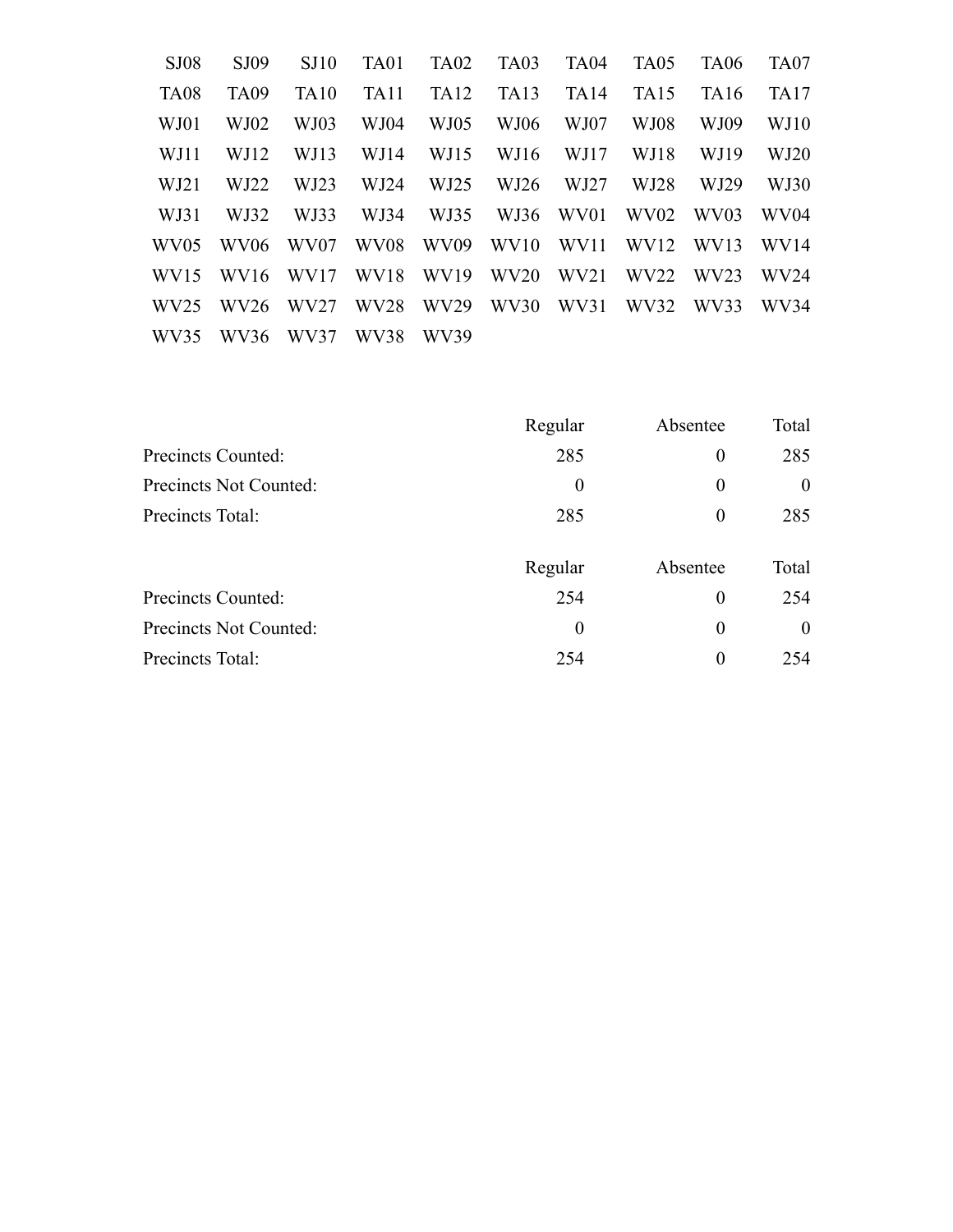| | | | | | | | | | |
|---|---|---|---|---|---|---|---|---|---|
| SJ08 | SJ09 | SJ10 | TA01 | TA02 | TA03 | TA04 | TA05 | TA06 | TA07 |
| TA08 | TA09 | TA10 | TA11 | TA12 | TA13 | TA14 | TA15 | TA16 | TA17 |
| WJ01 | WJ02 | WJ03 | WJ04 | WJ05 | WJ06 | WJ07 | WJ08 | WJ09 | WJ10 |
| WJ11 | WJ12 | WJ13 | WJ14 | WJ15 | WJ16 | WJ17 | WJ18 | WJ19 | WJ20 |
| WJ21 | WJ22 | WJ23 | WJ24 | WJ25 | WJ26 | WJ27 | WJ28 | WJ29 | WJ30 |
| WJ31 | WJ32 | WJ33 | WJ34 | WJ35 | WJ36 | WV01 | WV02 | WV03 | WV04 |
| WV05 | WV06 | WV07 | WV08 | WV09 | WV10 | WV11 | WV12 | WV13 | WV14 |
| WV15 | WV16 | WV17 | WV18 | WV19 | WV20 | WV21 | WV22 | WV23 | WV24 |
| WV25 | WV26 | WV27 | WV28 | WV29 | WV30 | WV31 | WV32 | WV33 | WV34 |
| WV35 | WV36 | WV37 | WV38 | WV39 | | | | | |

| | Regular | Absentee | Total |
|---|---|---|---|
| Precincts Counted: | 285 | 0 | 285 |
| Precincts Not Counted: | 0 | 0 | 0 |
| Precincts Total: | 285 | 0 | 285 |

| | Regular | Absentee | Total |
|---|---|---|---|
| Precincts Counted: | 254 | 0 | 254 |
| Precincts Not Counted: | 0 | 0 | 0 |
| Precincts Total: | 254 | 0 | 254 |